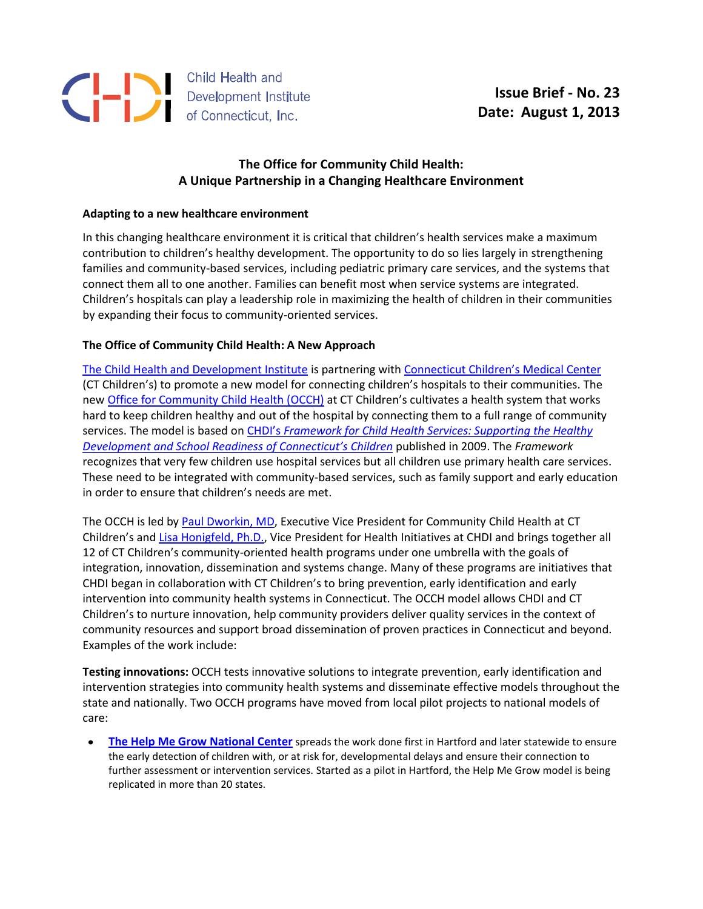Child Health and Development Institute of Connecticut, Inc.

**Issue Brief - No. 23**
**Date: August 1, 2013**

# The Office for Community Child Health: A Unique Partnership in a Changing Healthcare Environment

## Adapting to a new healthcare environment

In this changing healthcare environment it is critical that children's health services make a maximum contribution to children's healthy development. The opportunity to do so lies largely in strengthening families and community-based services, including pediatric primary care services, and the systems that connect them all to one another. Families can benefit most when service systems are integrated. Children's hospitals can play a leadership role in maximizing the health of children in their communities by expanding their focus to community-oriented services.

## The Office of Community Child Health: A New Approach

The Child Health and Development Institute is partnering with Connecticut Children's Medical Center (CT Children's) to promote a new model for connecting children's hospitals to their communities. The new Office for Community Child Health (OCCH) at CT Children's cultivates a health system that works hard to keep children healthy and out of the hospital by connecting them to a full range of community services. The model is based on CHDI's *Framework for Child Health Services: Supporting the Healthy Development and School Readiness of Connecticut's Children* published in 2009. The *Framework* recognizes that very few children use hospital services but all children use primary health care services. These need to be integrated with community-based services, such as family support and early education in order to ensure that children's needs are met.

The OCCH is led by Paul Dworkin, MD, Executive Vice President for Community Child Health at CT Children's and Lisa Honigfeld, Ph.D., Vice President for Health Initiatives at CHDI and brings together all 12 of CT Children's community-oriented health programs under one umbrella with the goals of integration, innovation, dissemination and systems change. Many of these programs are initiatives that CHDI began in collaboration with CT Children's to bring prevention, early identification and early intervention into community health systems in Connecticut. The OCCH model allows CHDI and CT Children's to nurture innovation, help community providers deliver quality services in the context of community resources and support broad dissemination of proven practices in Connecticut and beyond. Examples of the work include:

**Testing innovations:** OCCH tests innovative solutions to integrate prevention, early identification and intervention strategies into community health systems and disseminate effective models throughout the state and nationally. Two OCCH programs have moved from local pilot projects to national models of care:

- **The Help Me Grow National Center** spreads the work done first in Hartford and later statewide to ensure the early detection of children with, or at risk for, developmental delays and ensure their connection to further assessment or intervention services. Started as a pilot in Hartford, the Help Me Grow model is being replicated in more than 20 states.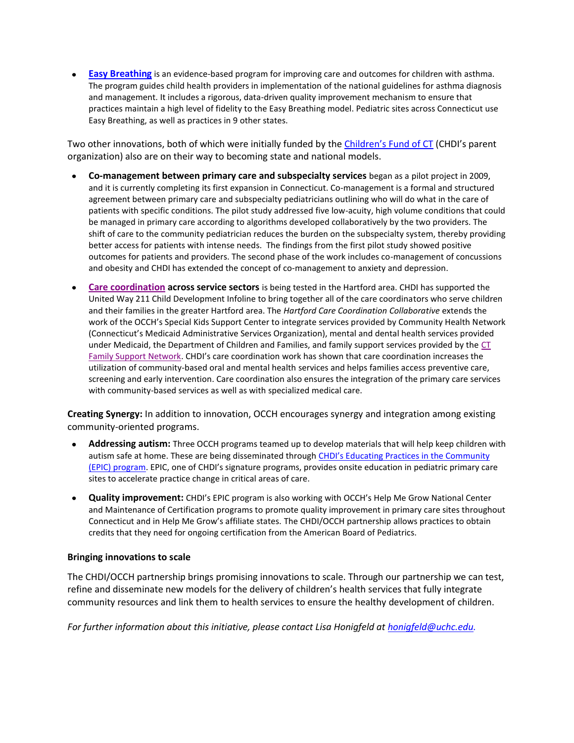- **Easy Breathing** is an evidence-based program for improving care and outcomes for children with asthma. The program guides child health providers in implementation of the national guidelines for asthma diagnosis and management. It includes a rigorous, data-driven quality improvement mechanism to ensure that practices maintain a high level of fidelity to the Easy Breathing model. Pediatric sites across Connecticut use Easy Breathing, as well as practices in 9 other states.

Two other innovations, both of which were initially funded by the Children's Fund of CT (CHDI's parent organization) also are on their way to becoming state and national models.

- **Co-management between primary care and subspecialty services** began as a pilot project in 2009, and it is currently completing its first expansion in Connecticut. Co-management is a formal and structured agreement between primary care and subspecialty pediatricians outlining who will do what in the care of patients with specific conditions. The pilot study addressed five low-acuity, high volume conditions that could be managed in primary care according to algorithms developed collaboratively by the two providers. The shift of care to the community pediatrician reduces the burden on the subspecialty system, thereby providing better access for patients with intense needs. The findings from the first pilot study showed positive outcomes for patients and providers. The second phase of the work includes co-management of concussions and obesity and CHDI has extended the concept of co-management to anxiety and depression.

- **Care coordination across service sectors** is being tested in the Hartford area. CHDI has supported the United Way 211 Child Development Infoline to bring together all of the care coordinators who serve children and their families in the greater Hartford area. The *Hartford Care Coordination Collaborative* extends the work of the OCCH's Special Kids Support Center to integrate services provided by Community Health Network (Connecticut's Medicaid Administrative Services Organization), mental and dental health services provided under Medicaid, the Department of Children and Families, and family support services provided by the CT Family Support Network. CHDI's care coordination work has shown that care coordination increases the utilization of community-based oral and mental health services and helps families access preventive care, screening and early intervention. Care coordination also ensures the integration of the primary care services with community-based services as well as with specialized medical care.

**Creating Synergy:** In addition to innovation, OCCH encourages synergy and integration among existing community-oriented programs.

- **Addressing autism:** Three OCCH programs teamed up to develop materials that will help keep children with autism safe at home. These are being disseminated through CHDI's Educating Practices in the Community (EPIC) program. EPIC, one of CHDI's signature programs, provides onsite education in pediatric primary care sites to accelerate practice change in critical areas of care.

- **Quality improvement:** CHDI's EPIC program is also working with OCCH's Help Me Grow National Center and Maintenance of Certification programs to promote quality improvement in primary care sites throughout Connecticut and in Help Me Grow's affiliate states. The CHDI/OCCH partnership allows practices to obtain credits that they need for ongoing certification from the American Board of Pediatrics.

### Bringing innovations to scale

The CHDI/OCCH partnership brings promising innovations to scale. Through our partnership we can test, refine and disseminate new models for the delivery of children's health services that fully integrate community resources and link them to health services to ensure the healthy development of children.

*For further information about this initiative, please contact Lisa Honigfeld at honigfeld@uchc.edu.*